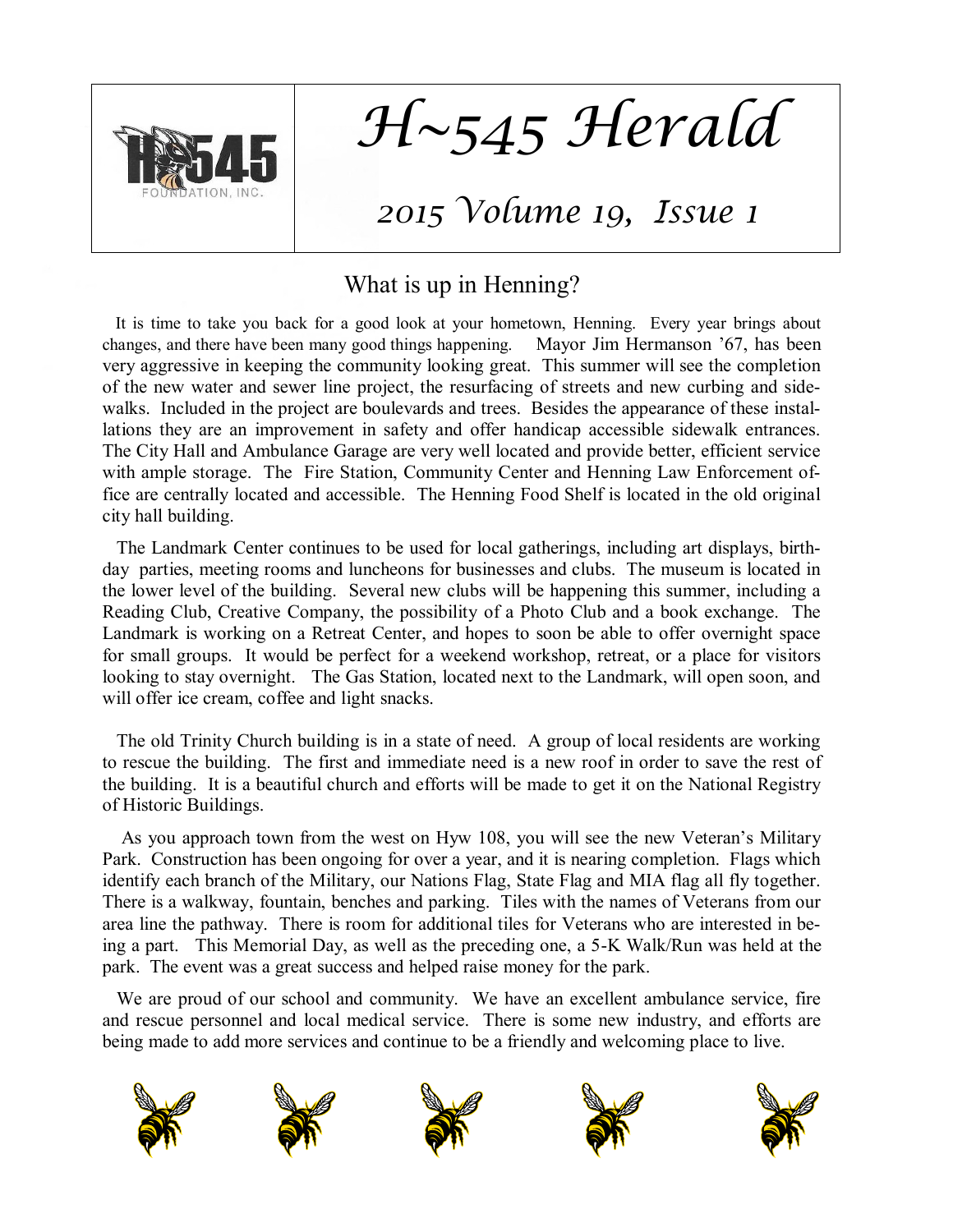# H~545 Herald

## 2015 Volume 19, Issue 1

## What is up in Henning?

It is time to take you back for a good look at your hometown, Henning. Every year brings about changes, and there have been many good things happening. Mayor Jim Hermanson '67, has been very aggressive in keeping the community looking great. This summer will see the completion of the new water and sewer line project, the resurfacing of streets and new curbing and sidewalks. Included in the project are boulevards and trees. Besides the appearance of these installations they are an improvement in safety and offer handicap accessible sidewalk entrances. The City Hall and Ambulance Garage are very well located and provide better, efficient service with ample storage. The Fire Station, Community Center and Henning Law Enforcement office are centrally located and accessible. The Henning Food Shelf is located in the old original city hall building.

The Landmark Center continues to be used for local gatherings, including art displays, birthday parties, meeting rooms and luncheons for businesses and clubs. The museum is located in the lower level of the building. Several new clubs will be happening this summer, including a Reading Club, Creative Company, the possibility of a Photo Club and a book exchange. The Landmark is working on a Retreat Center, and hopes to soon be able to offer overnight space for small groups. It would be perfect for a weekend workshop, retreat, or a place for visitors looking to stay overnight. The Gas Station, located next to the Landmark, will open soon, and will offer ice cream, coffee and light snacks.

The old Trinity Church building is in a state of need. A group of local residents are working to rescue the building. The first and immediate need is a new roof in order to save the rest of the building. It is a beautiful church and efforts will be made to get it on the National Registry of Historic Buildings.

As you approach town from the west on Hyw 108, you will see the new Veteran's Military Park. Construction has been ongoing for over a year, and it is nearing completion. Flags which identify each branch of the Military, our Nations Flag, State Flag and MIA flag all fly together. There is a walkway, fountain, benches and parking. Tiles with the names of Veterans from our area line the pathway. There is room for additional tiles for Veterans who are interested in being a part. This Memorial Day, as well as the preceding one, a 5-K Walk/Run was held at the park. The event was a great success and helped raise money for the park.

We are proud of our school and community. We have an excellent ambulance service, fire and rescue personnel and local medical service. There is some new industry, and efforts are being made to add more services and continue to be a friendly and welcoming place to live.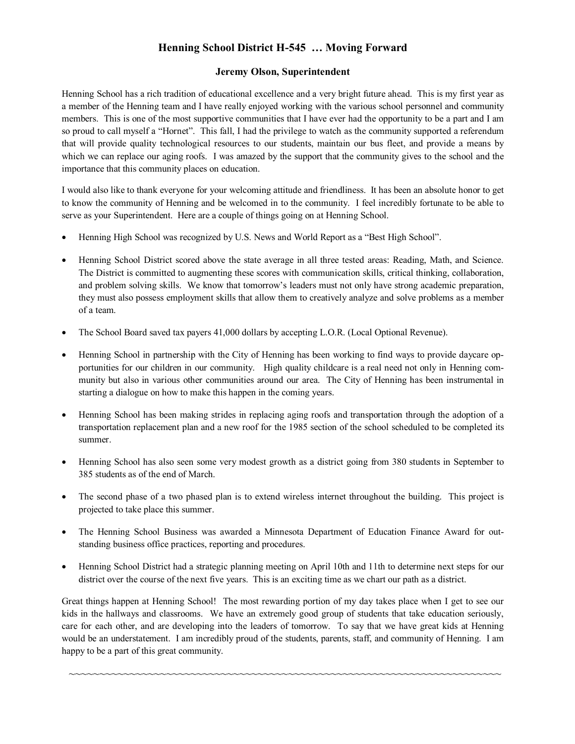# Henning School District H-545 … Moving Forward

### Jeremy Olson, Superintendent

Henning School has a rich tradition of educational excellence and a very bright future ahead. This is my first year as a member of the Henning team and I have really enjoyed working with the various school personnel and community members. This is one of the most supportive communities that I have ever had the opportunity to be a part and I am so proud to call myself a "Hornet". This fall, I had the privilege to watch as the community supported a referendum that will provide quality technological resources to our students, maintain our bus fleet, and provide a means by which we can replace our aging roofs. I was amazed by the support that the community gives to the school and the importance that this community places on education.

I would also like to thank everyone for your welcoming attitude and friendliness. It has been an absolute honor to get to know the community of Henning and be welcomed in to the community. I feel incredibly fortunate to be able to serve as your Superintendent. Here are a couple of things going on at Henning School.

- Henning High School was recognized by U.S. News and World Report as a "Best High School".
- Henning School District scored above the state average in all three tested areas: Reading, Math, and Science. The District is committed to augmenting these scores with communication skills, critical thinking, collaboration, and problem solving skills. We know that tomorrow's leaders must not only have strong academic preparation, they must also possess employment skills that allow them to creatively analyze and solve problems as a member of a team.
- The School Board saved tax payers 41,000 dollars by accepting L.O.R. (Local Optional Revenue).
- Henning School in partnership with the City of Henning has been working to find ways to provide daycare opportunities for our children in our community. High quality childcare is a real need not only in Henning community but also in various other communities around our area. The City of Henning has been instrumental in starting a dialogue on how to make this happen in the coming years.
- Henning School has been making strides in replacing aging roofs and transportation through the adoption of a transportation replacement plan and a new roof for the 1985 section of the school scheduled to be completed its summer.
- Henning School has also seen some very modest growth as a district going from 380 students in September to 385 students as of the end of March.
- The second phase of a two phased plan is to extend wireless internet throughout the building. This project is projected to take place this summer.
- The Henning School Business was awarded a Minnesota Department of Education Finance Award for outstanding business office practices, reporting and procedures.
- Henning School District had a strategic planning meeting on April 10th and 11th to determine next steps for our district over the course of the next five years. This is an exciting time as we chart our path as a district.

Great things happen at Henning School! The most rewarding portion of my day takes place when I get to see our kids in the hallways and classrooms. We have an extremely good group of students that take education seriously, care for each other, and are developing into the leaders of tomorrow. To say that we have great kids at Henning would be an understatement. I am incredibly proud of the students, parents, staff, and community of Henning. I am happy to be a part of this great community.

~~~~~~~~~~~~~~~~~~~~~~~~~~~~~~~~~~~~~~~~~~~~~~~~~~~~~~~~~~~~~~~~~~~~~~~~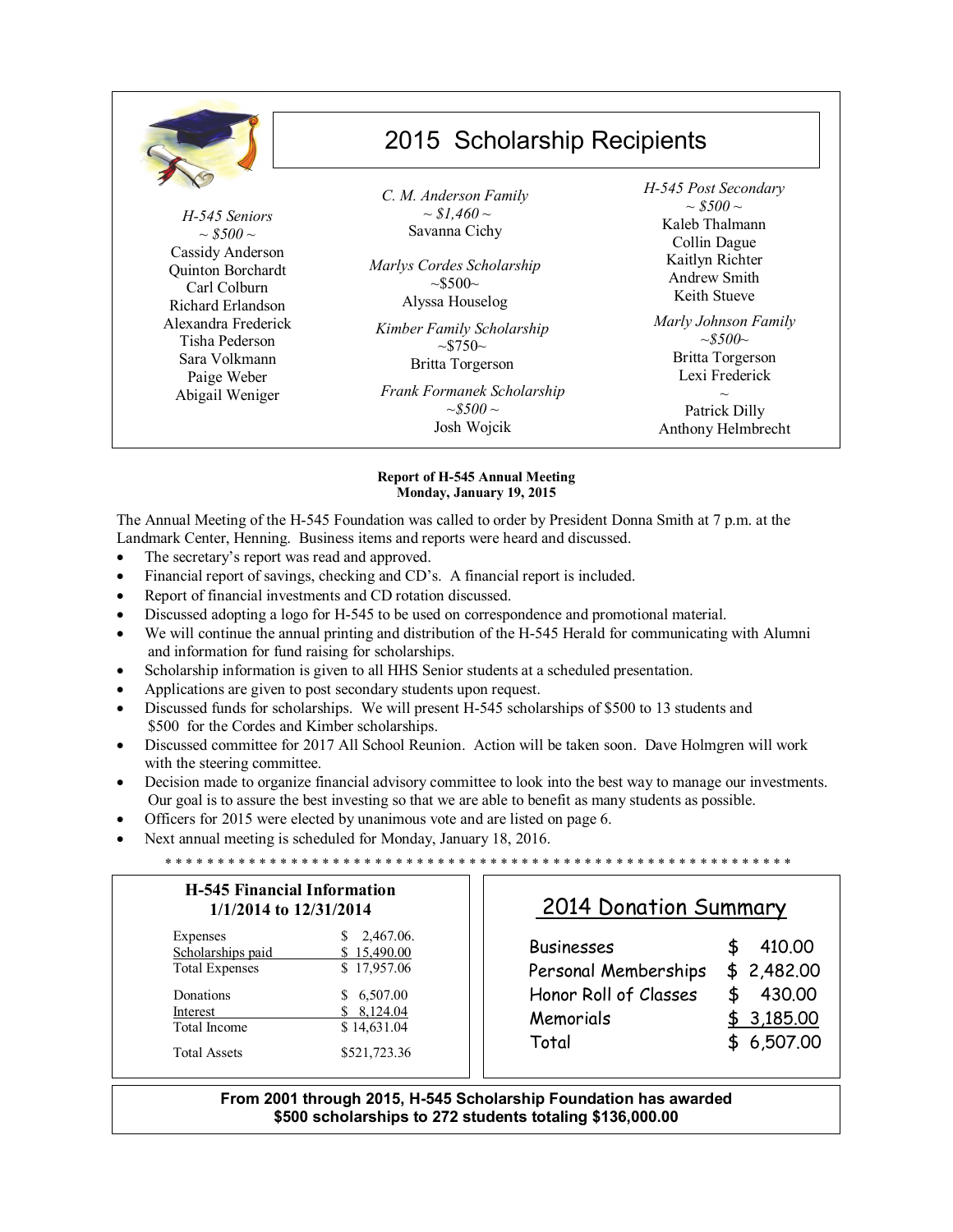# 2015 Scholarship Recipients

*H-545 Seniors*
~ $500 ~
Cassidy Anderson
Quinton Borchardt
Carl Colburn
Richard Erlandson
Alexandra Frederick
Tisha Pederson
Sara Volkmann
Paige Weber
Abigail Weniger

*C. M. Anderson Family*
~ $1,460 ~
Savanna Cichy

*Marlys Cordes Scholarship*
~$500~
Alyssa Houselog

*Kimber Family Scholarship*
~$750~
Britta Torgerson

*Frank Formanek Scholarship*
~$500 ~
Josh Wojcik

*H-545 Post Secondary*
~ $500 ~
Kaleb Thalmann
Collin Dague
Kaitlyn Richter
Andrew Smith
Keith Stueve

*Marly Johnson Family*
~$500~
Britta Torgerson
Lexi Frederick
~
Patrick Dilly
Anthony Helmbrecht

**Report of H-545 Annual Meeting**
**Monday, January 19, 2015**

The Annual Meeting of the H-545 Foundation was called to order by President Donna Smith at 7 p.m. at the Landmark Center, Henning. Business items and reports were heard and discussed.

- The secretary's report was read and approved.
- Financial report of savings, checking and CD's. A financial report is included.
- Report of financial investments and CD rotation discussed.
- Discussed adopting a logo for H-545 to be used on correspondence and promotional material.
- We will continue the annual printing and distribution of the H-545 Herald for communicating with Alumni and information for fund raising for scholarships.
- Scholarship information is given to all HHS Senior students at a scheduled presentation.
- Applications are given to post secondary students upon request.
- Discussed funds for scholarships. We will present H-545 scholarships of $500 to 13 students and $500 for the Cordes and Kimber scholarships.
- Discussed committee for 2017 All School Reunion. Action will be taken soon. Dave Holmgren will work with the steering committee.
- Decision made to organize financial advisory committee to look into the best way to manage our investments. Our goal is to assure the best investing so that we are able to benefit as many students as possible.
- Officers for 2015 were elected by unanimous vote and are listed on page 6.
- Next annual meeting is scheduled for Monday, January 18, 2016.

\* \* \* \* \* \* \* \* \* \* \* \* \* \* \* \* \* \* \* \* \* \* \* \* \* \* \* \* \* \* \* \* \* \* \* \* \* \* \* \* \* \* \* \* \* \* \* \* \* \*

**H-545 Financial Information**
**1/1/2014 to 12/31/2014**

| | |
|---|---|
| Expenses | $ 2,467.06. |
| Scholarships paid | $ 15,490.00 |
| Total Expenses | $ 17,957.06 |
| Donations | $ 6,507.00 |
| Interest | $ 8,124.04 |
| Total Income | $ 14,631.04 |
| Total Assets | $521,723.36 |

## 2014 Donation Summary

| | |
|---|---|
| Businesses | $ 410.00 |
| Personal Memberships | $ 2,482.00 |
| Honor Roll of Classes | $ 430.00 |
| Memorials | $ 3,185.00 |
| Total | $ 6,507.00 |

**From 2001 through 2015, H-545 Scholarship Foundation has awarded $500 scholarships to 272 students totaling $136,000.00**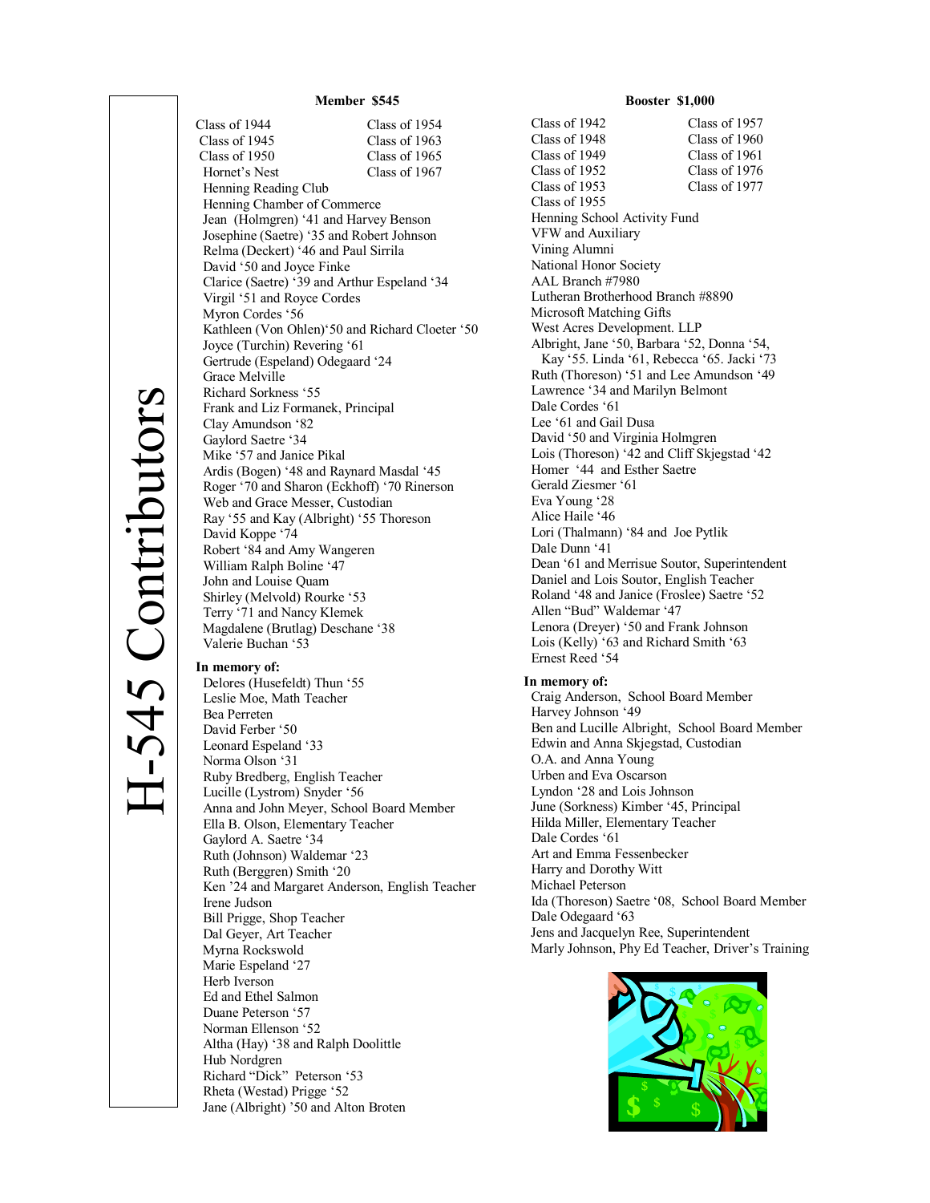# H-545 Contributors

## Member $545

Class of 1944
Class of 1945
Class of 1950
Class of 1954
Class of 1963
Class of 1965
Class of 1967
Hornet's Nest
Henning Reading Club
Henning Chamber of Commerce
Jean (Holmgren) '41 and Harvey Benson
Josephine (Saetre) '35 and Robert Johnson
Relma (Deckert) '46 and Paul Sirrila
David '50 and Joyce Finke
Clarice (Saetre) '39 and Arthur Espeland '34
Virgil '51 and Royce Cordes
Myron Cordes '56
Kathleen (Von Ohlen)'50 and Richard Cloeter '50
Joyce (Turchin) Revering '61
Gertrude (Espeland) Odegaard '24
Grace Melville
Richard Sorkness '55
Frank and Liz Formanek, Principal
Clay Amundson '82
Gaylord Saetre '34
Mike '57 and Janice Pikal
Ardis (Bogen) '48 and Raynard Masdal '45
Roger '70 and Sharon (Eckhoff) '70 Rinerson
Web and Grace Messer, Custodian
Ray '55 and Kay (Albright) '55 Thoreson
David Koppe '74
Robert '84 and Amy Wangeren
William Ralph Boline '47
John and Louise Quam
Shirley (Melvold) Rourke '53
Terry '71 and Nancy Klemek
Magdalene (Brutlag) Deschane '38
Valerie Buchan '53

**In memory of:**

Delores (Husefeldt) Thun '55
Leslie Moe, Math Teacher
Bea Perreten
David Ferber '50
Leonard Espeland '33
Norma Olson '31
Ruby Bredberg, English Teacher
Lucille (Lystrom) Snyder '56
Anna and John Meyer, School Board Member
Ella B. Olson, Elementary Teacher
Gaylord A. Saetre '34
Ruth (Johnson) Waldemar '23
Ruth (Berggren) Smith '20
Ken '24 and Margaret Anderson, English Teacher
Irene Judson
Bill Prigge, Shop Teacher
Dal Geyer, Art Teacher
Myrna Rockswold
Marie Espeland '27
Herb Iverson
Ed and Ethel Salmon
Duane Peterson '57
Norman Ellenson '52
Altha (Hay) '38 and Ralph Doolittle
Hub Nordgren
Richard "Dick" Peterson '53
Rheta (Westad) Prigge '52
Jane (Albright) '50 and Alton Broten

## Booster $1,000

Class of 1942
Class of 1948
Class of 1949
Class of 1952
Class of 1953
Class of 1955
Class of 1957
Class of 1960
Class of 1961
Class of 1976
Class of 1977
Henning School Activity Fund
VFW and Auxiliary
Vining Alumni
National Honor Society
AAL Branch #7980
Lutheran Brotherhood Branch #8890
Microsoft Matching Gifts
West Acres Development. LLP
Albright, Jane '50, Barbara '52, Donna '54, Kay '55. Linda '61, Rebecca '65. Jacki '73
Ruth (Thoreson) '51 and Lee Amundson '49
Lawrence '34 and Marilyn Belmont
Dale Cordes '61
Lee '61 and Gail Dusa
David '50 and Virginia Holmgren
Lois (Thoreson) '42 and Cliff Skjegstad '42
Homer '44 and Esther Saetre
Gerald Ziesmer '61
Eva Young '28
Alice Haile '46
Lori (Thalmann) '84 and Joe Pytlik
Dale Dunn '41
Dean '61 and Merrisue Soutor, Superintendent
Daniel and Lois Soutor, English Teacher
Roland '48 and Janice (Froslee) Saetre '52
Allen "Bud" Waldemar '47
Lenora (Dreyer) '50 and Frank Johnson
Lois (Kelly) '63 and Richard Smith '63
Ernest Reed '54

**In memory of:**

Craig Anderson, School Board Member
Harvey Johnson '49
Ben and Lucille Albright, School Board Member
Edwin and Anna Skjegstad, Custodian
O.A. and Anna Young
Urben and Eva Oscarson
Lyndon '28 and Lois Johnson
June (Sorkness) Kimber '45, Principal
Hilda Miller, Elementary Teacher
Dale Cordes '61
Art and Emma Fessenbecker
Harry and Dorothy Witt
Michael Peterson
Ida (Thoreson) Saetre '08, School Board Member
Dale Odegaard '63
Jens and Jacquelyn Ree, Superintendent
Marly Johnson, Phy Ed Teacher, Driver's Training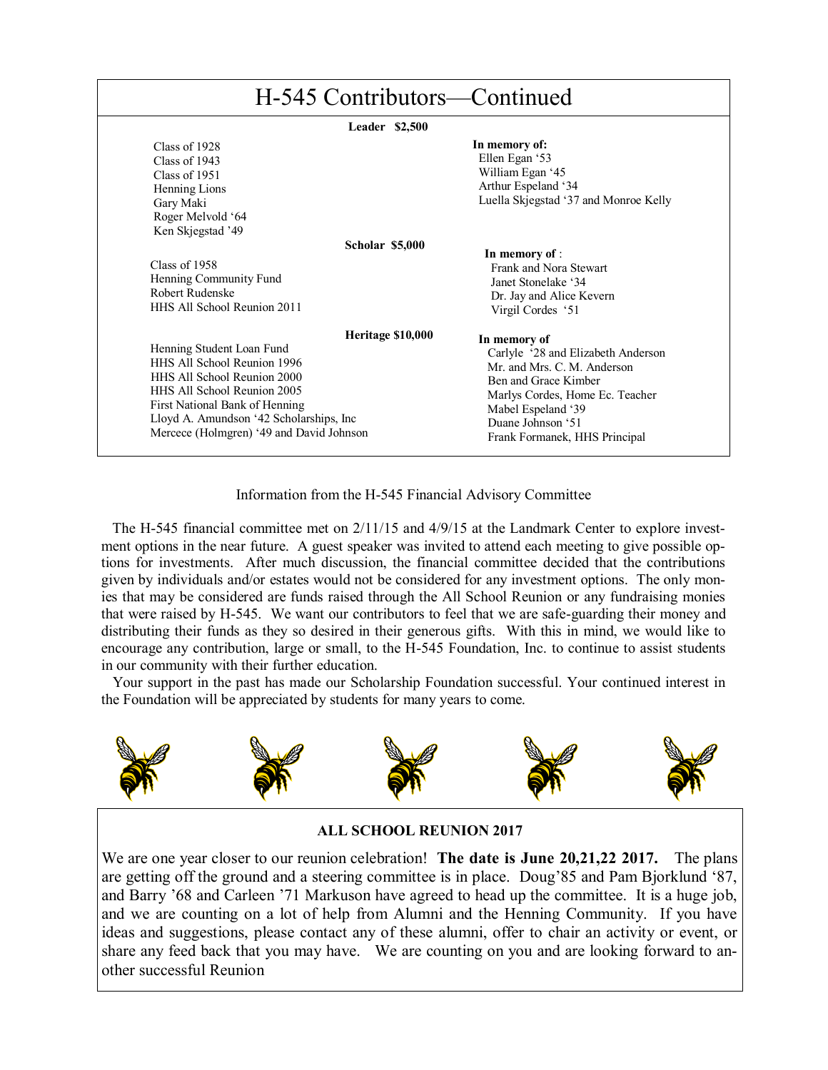# H-545 Contributors—Continued

**Leader $2,500**

Class of 1928
Class of 1943
Class of 1951
Henning Lions
Gary Maki
Roger Melvold '64
Ken Skjegstad '49

**In memory of:**
Ellen Egan '53
William Egan '45
Arthur Espeland '34
Luella Skjegstad '37 and Monroe Kelly

**Scholar $5,000**

Class of 1958
Henning Community Fund
Robert Rudenske
HHS All School Reunion 2011

**In memory of** :
Frank and Nora Stewart
Janet Stonelake '34
Dr. Jay and Alice Kevern
Virgil Cordes '51

**Heritage $10,000**

Henning Student Loan Fund
HHS All School Reunion 1996
HHS All School Reunion 2000
HHS All School Reunion 2005
First National Bank of Henning
Lloyd A. Amundson '42 Scholarships, Inc
Mercece (Holmgren) '49 and David Johnson

**In memory of**
Carlyle '28 and Elizabeth Anderson
Mr. and Mrs. C. M. Anderson
Ben and Grace Kimber
Marlys Cordes, Home Ec. Teacher
Mabel Espeland '39
Duane Johnson '51
Frank Formanek, HHS Principal

Information from the H-545 Financial Advisory Committee

The H-545 financial committee met on 2/11/15 and 4/9/15 at the Landmark Center to explore investment options in the near future. A guest speaker was invited to attend each meeting to give possible options for investments. After much discussion, the financial committee decided that the contributions given by individuals and/or estates would not be considered for any investment options. The only monies that may be considered are funds raised through the All School Reunion or any fundraising monies that were raised by H-545. We want our contributors to feel that we are safe-guarding their money and distributing their funds as they so desired in their generous gifts. With this in mind, we would like to encourage any contribution, large or small, to the H-545 Foundation, Inc. to continue to assist students in our community with their further education.

Your support in the past has made our Scholarship Foundation successful. Your continued interest in the Foundation will be appreciated by students for many years to come.

**ALL SCHOOL REUNION 2017**

We are one year closer to our reunion celebration! **The date is June 20,21,22 2017.** The plans are getting off the ground and a steering committee is in place. Doug'85 and Pam Bjorklund '87, and Barry '68 and Carleen '71 Markuson have agreed to head up the committee. It is a huge job, and we are counting on a lot of help from Alumni and the Henning Community. If you have ideas and suggestions, please contact any of these alumni, offer to chair an activity or event, or share any feed back that you may have. We are counting on you and are looking forward to another successful Reunion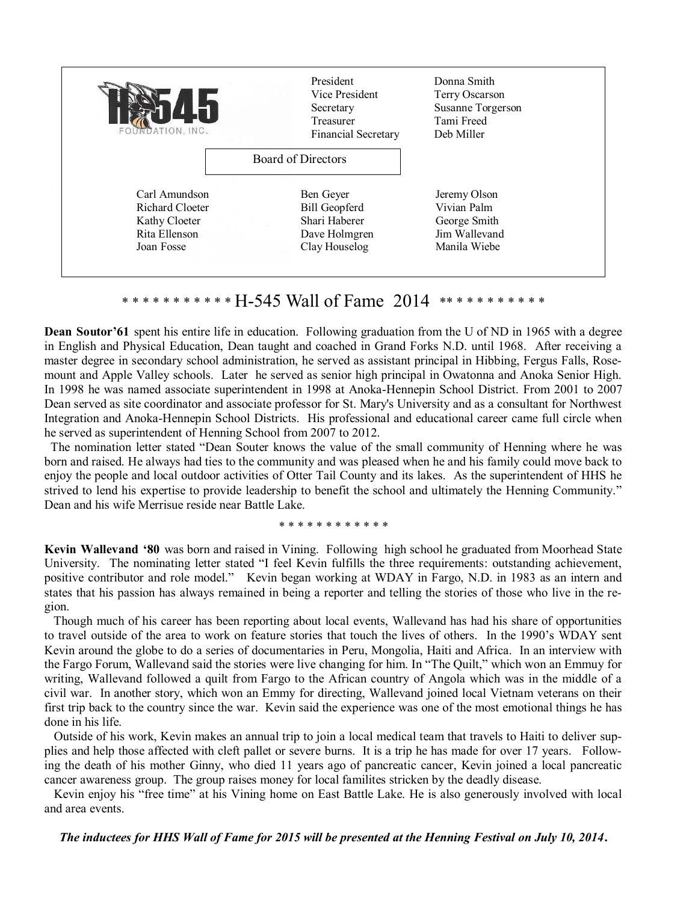H-545 FOUNDATION, INC.

| | |
|---|---|
| President | Donna Smith |
| Vice President | Terry Oscarson |
| Secretary | Susanne Torgerson |
| Treasurer | Tami Freed |
| Financial Secretary | Deb Miller |

**Board of Directors**

| | | |
|---|---|---|
| Carl Amundson | Ben Geyer | Jeremy Olson |
| Richard Cloeter | Bill Geopferd | Vivian Palm |
| Kathy Cloeter | Shari Haberer | George Smith |
| Rita Ellenson | Dave Holmgren | Jim Wallevand |
| Joan Fosse | Clay Houselog | Manila Wiebe |

## * * * * * * * * * * * H-545 Wall of Fame 2014 * * * * * * * * * * *

**Dean Soutor'61** spent his entire life in education. Following graduation from the U of ND in 1965 with a degree in English and Physical Education, Dean taught and coached in Grand Forks N.D. until 1968. After receiving a master degree in secondary school administration, he served as assistant principal in Hibbing, Fergus Falls, Rosemount and Apple Valley schools. Later he served as senior high principal in Owatonna and Anoka Senior High. In 1998 he was named associate superintendent in 1998 at Anoka-Hennepin School District. From 2001 to 2007 Dean served as site coordinator and associate professor for St. Mary's University and as a consultant for Northwest Integration and Anoka-Hennepin School Districts. His professional and educational career came full circle when he served as superintendent of Henning School from 2007 to 2012.

The nomination letter stated "Dean Souter knows the value of the small community of Henning where he was born and raised. He always had ties to the community and was pleased when he and his family could move back to enjoy the people and local outdoor activities of Otter Tail County and its lakes. As the superintendent of HHS he strived to lend his expertise to provide leadership to benefit the school and ultimately the Henning Community." Dean and his wife Merrisue reside near Battle Lake.

* * * * * * * * * * * *

**Kevin Wallevand '80** was born and raised in Vining. Following high school he graduated from Moorhead State University. The nominating letter stated "I feel Kevin fulfills the three requirements: outstanding achievement, positive contributor and role model." Kevin began working at WDAY in Fargo, N.D. in 1983 as an intern and states that his passion has always remained in being a reporter and telling the stories of those who live in the region.

Though much of his career has been reporting about local events, Wallevand has had his share of opportunities to travel outside of the area to work on feature stories that touch the lives of others. In the 1990's WDAY sent Kevin around the globe to do a series of documentaries in Peru, Mongolia, Haiti and Africa. In an interview with the Fargo Forum, Wallevand said the stories were live changing for him. In "The Quilt," which won an Emmuy for writing, Wallevand followed a quilt from Fargo to the African country of Angola which was in the middle of a civil war. In another story, which won an Emmy for directing, Wallevand joined local Vietnam veterans on their first trip back to the country since the war. Kevin said the experience was one of the most emotional things he has done in his life.

Outside of his work, Kevin makes an annual trip to join a local medical team that travels to Haiti to deliver supplies and help those affected with cleft pallet or severe burns. It is a trip he has made for over 17 years. Following the death of his mother Ginny, who died 11 years ago of pancreatic cancer, Kevin joined a local pancreatic cancer awareness group. The group raises money for local familites stricken by the deadly disease.

Kevin enjoy his "free time" at his Vining home on East Battle Lake. He is also generously involved with local and area events.

***The inductees for HHS Wall of Fame for 2015 will be presented at the Henning Festival on July 10, 2014.***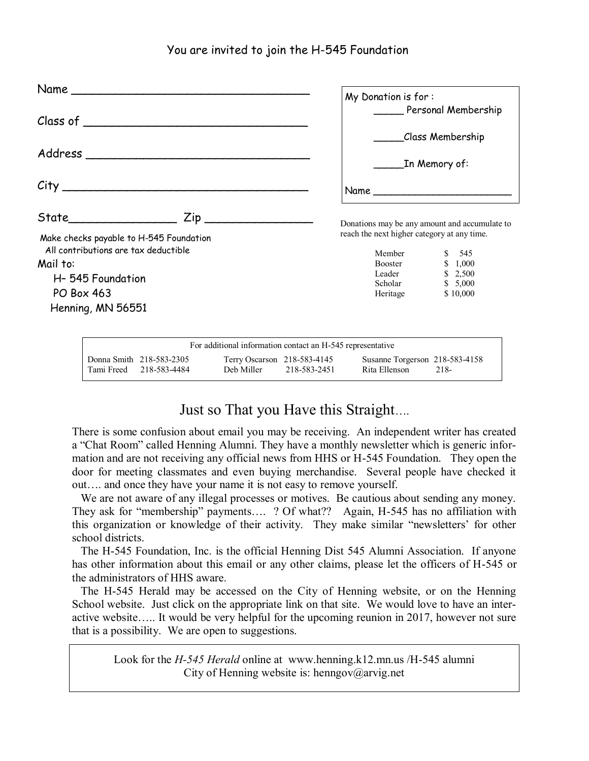## You are invited to join the H-545 Foundation

Name ___________________________________

Class of _________________________________

Address _________________________________

City ____________________________________

State_______________ Zip _______________

Make checks payable to H-545 Foundation
All contributions are tax deductible

Mail to:

H- 545 Foundation
PO Box 463
Henning, MN 56551

My Donation is for :

_____ Personal Membership

_____Class Membership

_____In Memory of:

Name ______________________

Donations may be any amount and accumulate to reach the next higher category at any time.

| | |
|---|---|
| Member | $ 545 |
| Booster | $ 1,000 |
| Leader | $ 2,500 |
| Scholar | $ 5,000 |
| Heritage | $ 10,000 |

For additional information contact an H-545 representative

| | | | | | |
|---|---|---|---|---|---|
| Donna Smith | 218-583-2305 | Terry Oscarson | 218-583-4145 | Susanne Torgerson | 218-583-4158 |
| Tami Freed | 218-583-4484 | Deb Miller | 218-583-2451 | Rita Ellenson | 218- |

## Just so That you Have this Straight....

There is some confusion about email you may be receiving. An independent writer has created a "Chat Room" called Henning Alumni. They have a monthly newsletter which is generic information and are not receiving any official news from HHS or H-545 Foundation. They open the door for meeting classmates and even buying merchandise. Several people have checked it out…. and once they have your name it is not easy to remove yourself.

We are not aware of any illegal processes or motives. Be cautious about sending any money. They ask for "membership" payments…. ? Of what?? Again, H-545 has no affiliation with this organization or knowledge of their activity. They make similar "newsletters' for other school districts.

The H-545 Foundation, Inc. is the official Henning Dist 545 Alumni Association. If anyone has other information about this email or any other claims, please let the officers of H-545 or the administrators of HHS aware.

The H-545 Herald may be accessed on the City of Henning website, or on the Henning School website. Just click on the appropriate link on that site. We would love to have an interactive website….. It would be very helpful for the upcoming reunion in 2017, however not sure that is a possibility. We are open to suggestions.

Look for the *H-545 Herald* online at www.henning.k12.mn.us /H-545 alumni
City of Henning website is: henngov@arvig.net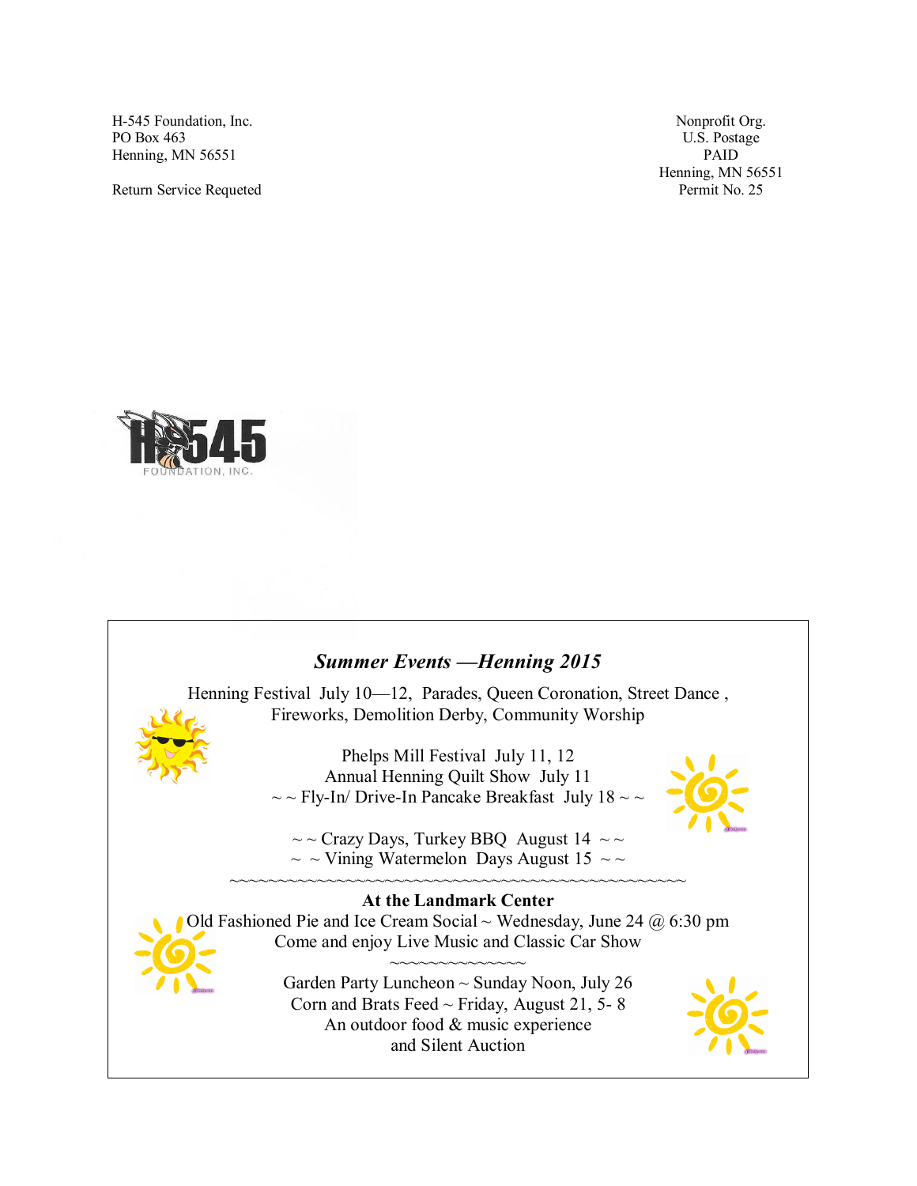H-545 Foundation, Inc.
PO Box 463
Henning, MN 56551

Return Service Requeted

Nonprofit Org.
U.S. Postage
PAID
Henning, MN 56551
Permit No. 25

H-545 FOUNDATION, INC.

## *Summer Events —Henning 2015*

Henning Festival July 10—12, Parades, Queen Coronation, Street Dance , Fireworks, Demolition Derby, Community Worship

Phelps Mill Festival July 11, 12
Annual Henning Quilt Show July 11
~ ~ Fly-In/ Drive-In Pancake Breakfast July 18 ~ ~

~ ~ Crazy Days, Turkey BBQ August 14 ~ ~
~ ~ Vining Watermelon Days August 15 ~ ~

~~~~~~~~~~~~~~~~~~~~~~~~~~~~~~~~~~~~~~~~~~~~~~~~~~~

**At the Landmark Center**

Old Fashioned Pie and Ice Cream Social ~ Wednesday, June 24 @ 6:30 pm
Come and enjoy Live Music and Classic Car Show

~~~~~~~~~~~~~~~

Garden Party Luncheon ~ Sunday Noon, July 26
Corn and Brats Feed ~ Friday, August 21, 5- 8
An outdoor food & music experience
and Silent Auction